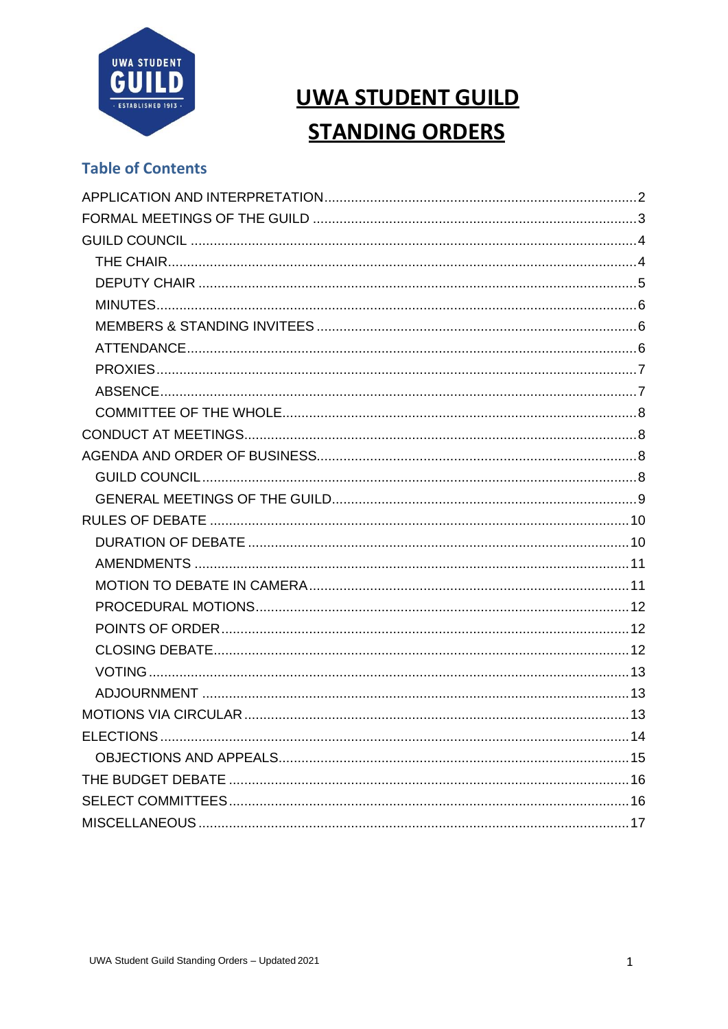# UWA STUDENT GUILD STANDING ORDERS

## Table of Contents

APPLICATION AND INTERPRETATION ..... 2
FORMAL MEETINGS OF THE GUILD ..... 3
GUILD COUNCIL ..... 4
- THE CHAIR ..... 4
- DEPUTY CHAIR ..... 5
- MINUTES ..... 6
- MEMBERS & STANDING INVITEES ..... 6
- ATTENDANCE ..... 6
- PROXIES ..... 7
- ABSENCE ..... 7
- COMMITTEE OF THE WHOLE ..... 8

CONDUCT AT MEETINGS ..... 8
AGENDA AND ORDER OF BUSINESS ..... 8
- GUILD COUNCIL ..... 8
- GENERAL MEETINGS OF THE GUILD ..... 9

RULES OF DEBATE ..... 10
- DURATION OF DEBATE ..... 10
- AMENDMENTS ..... 11
- MOTION TO DEBATE IN CAMERA ..... 11
- PROCEDURAL MOTIONS ..... 12
- POINTS OF ORDER ..... 12
- CLOSING DEBATE ..... 12
- VOTING ..... 13
- ADJOURNMENT ..... 13

MOTIONS VIA CIRCULAR ..... 13
ELECTIONS ..... 14
- OBJECTIONS AND APPEALS ..... 15

THE BUDGET DEBATE ..... 16
SELECT COMMITTEES ..... 16
MISCELLANEOUS ..... 17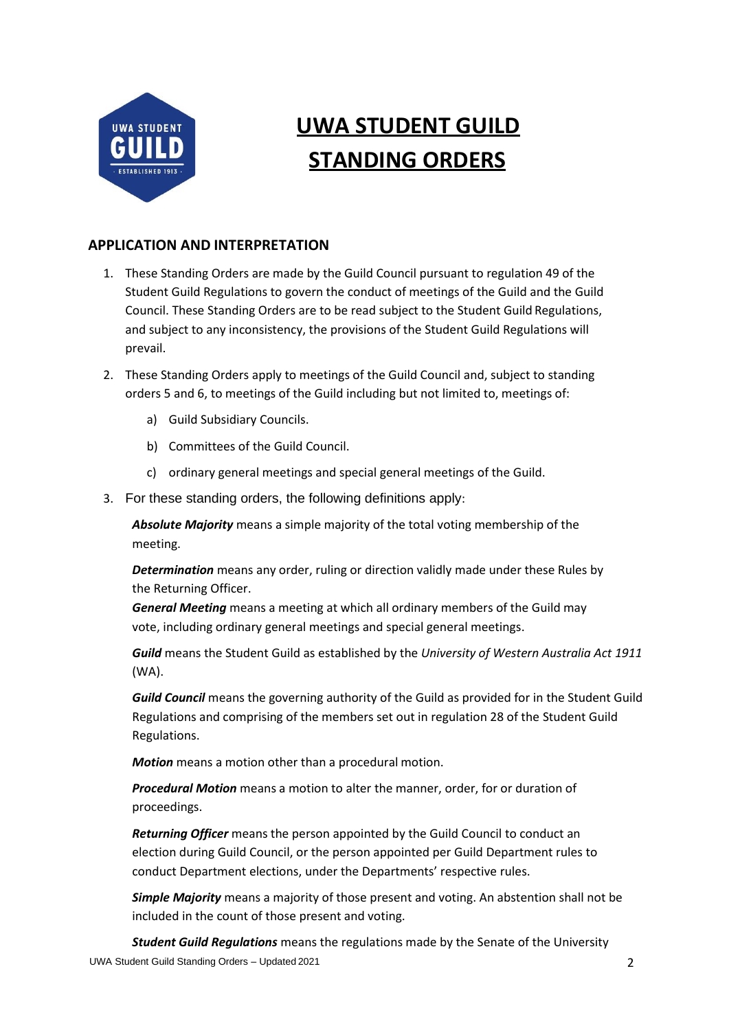# UWA STUDENT GUILD STANDING ORDERS

## APPLICATION AND INTERPRETATION

1. These Standing Orders are made by the Guild Council pursuant to regulation 49 of the Student Guild Regulations to govern the conduct of meetings of the Guild and the Guild Council. These Standing Orders are to be read subject to the Student Guild Regulations, and subject to any inconsistency, the provisions of the Student Guild Regulations will prevail.

2. These Standing Orders apply to meetings of the Guild Council and, subject to standing orders 5 and 6, to meetings of the Guild including but not limited to, meetings of:

   a) Guild Subsidiary Councils.

   b) Committees of the Guild Council.

   c) ordinary general meetings and special general meetings of the Guild.

3. For these standing orders, the following definitions apply:

   ***Absolute Majority*** means a simple majority of the total voting membership of the meeting.

   ***Determination*** means any order, ruling or direction validly made under these Rules by the Returning Officer.

   ***General Meeting*** means a meeting at which all ordinary members of the Guild may vote, including ordinary general meetings and special general meetings.

   ***Guild*** means the Student Guild as established by the *University of Western Australia Act 1911* (WA).

   ***Guild Council*** means the governing authority of the Guild as provided for in the Student Guild Regulations and comprising of the members set out in regulation 28 of the Student Guild Regulations.

   ***Motion*** means a motion other than a procedural motion.

   ***Procedural Motion*** means a motion to alter the manner, order, for or duration of proceedings.

   ***Returning Officer*** means the person appointed by the Guild Council to conduct an election during Guild Council, or the person appointed per Guild Department rules to conduct Department elections, under the Departments' respective rules.

   ***Simple Majority*** means a majority of those present and voting. An abstention shall not be included in the count of those present and voting.

   ***Student Guild Regulations*** means the regulations made by the Senate of the University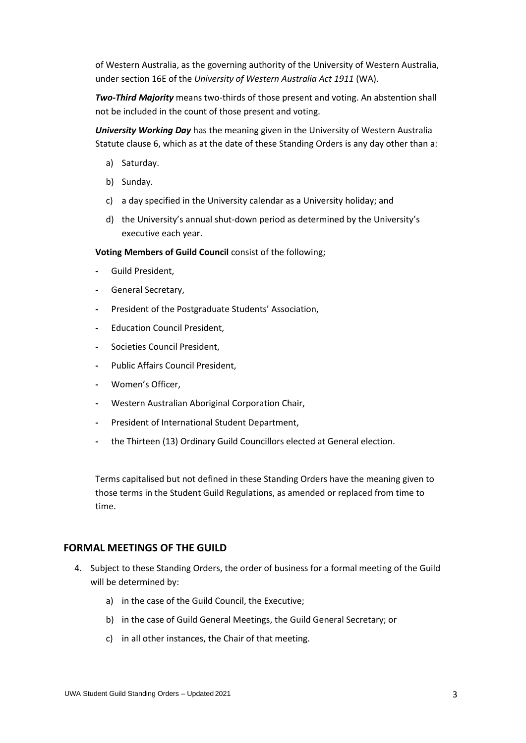of Western Australia, as the governing authority of the University of Western Australia, under section 16E of the *University of Western Australia Act 1911* (WA).

***Two-Third Majority*** means two-thirds of those present and voting. An abstention shall not be included in the count of those present and voting.

***University Working Day*** has the meaning given in the University of Western Australia Statute clause 6, which as at the date of these Standing Orders is any day other than a:

a) Saturday.

b) Sunday.

c) a day specified in the University calendar as a University holiday; and

d) the University's annual shut-down period as determined by the University's executive each year.

**Voting Members of Guild Council** consist of the following;

- Guild President,
- General Secretary,
- President of the Postgraduate Students' Association,
- Education Council President,
- Societies Council President,
- Public Affairs Council President,
- Women's Officer,
- Western Australian Aboriginal Corporation Chair,
- President of International Student Department,
- the Thirteen (13) Ordinary Guild Councillors elected at General election.

Terms capitalised but not defined in these Standing Orders have the meaning given to those terms in the Student Guild Regulations, as amended or replaced from time to time.

## FORMAL MEETINGS OF THE GUILD

4. Subject to these Standing Orders, the order of business for a formal meeting of the Guild will be determined by:

   a) in the case of the Guild Council, the Executive;

   b) in the case of Guild General Meetings, the Guild General Secretary; or

   c) in all other instances, the Chair of that meeting.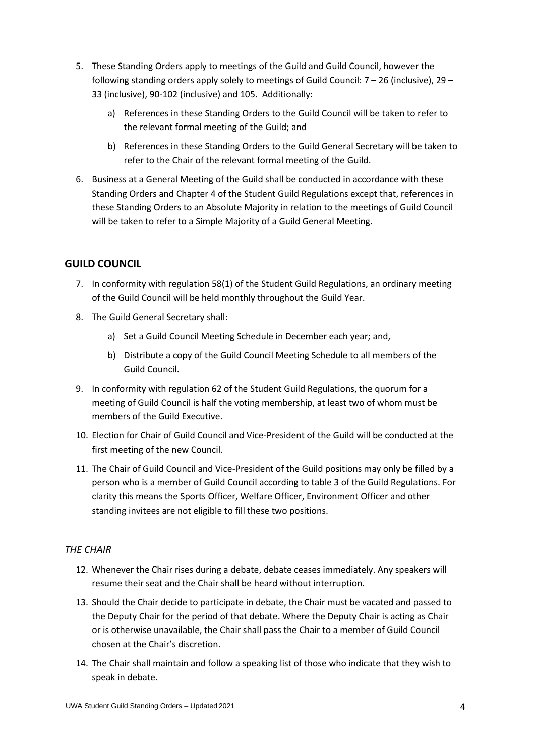5. These Standing Orders apply to meetings of the Guild and Guild Council, however the following standing orders apply solely to meetings of Guild Council: 7 – 26 (inclusive), 29 – 33 (inclusive), 90-102 (inclusive) and 105. Additionally:

   a) References in these Standing Orders to the Guild Council will be taken to refer to the relevant formal meeting of the Guild; and

   b) References in these Standing Orders to the Guild General Secretary will be taken to refer to the Chair of the relevant formal meeting of the Guild.

6. Business at a General Meeting of the Guild shall be conducted in accordance with these Standing Orders and Chapter 4 of the Student Guild Regulations except that, references in these Standing Orders to an Absolute Majority in relation to the meetings of Guild Council will be taken to refer to a Simple Majority of a Guild General Meeting.

## GUILD COUNCIL

7. In conformity with regulation 58(1) of the Student Guild Regulations, an ordinary meeting of the Guild Council will be held monthly throughout the Guild Year.

8. The Guild General Secretary shall:

   a) Set a Guild Council Meeting Schedule in December each year; and,

   b) Distribute a copy of the Guild Council Meeting Schedule to all members of the Guild Council.

9. In conformity with regulation 62 of the Student Guild Regulations, the quorum for a meeting of Guild Council is half the voting membership, at least two of whom must be members of the Guild Executive.

10. Election for Chair of Guild Council and Vice-President of the Guild will be conducted at the first meeting of the new Council.

11. The Chair of Guild Council and Vice-President of the Guild positions may only be filled by a person who is a member of Guild Council according to table 3 of the Guild Regulations. For clarity this means the Sports Officer, Welfare Officer, Environment Officer and other standing invitees are not eligible to fill these two positions.

### *THE CHAIR*

12. Whenever the Chair rises during a debate, debate ceases immediately. Any speakers will resume their seat and the Chair shall be heard without interruption.

13. Should the Chair decide to participate in debate, the Chair must be vacated and passed to the Deputy Chair for the period of that debate. Where the Deputy Chair is acting as Chair or is otherwise unavailable, the Chair shall pass the Chair to a member of Guild Council chosen at the Chair's discretion.

14. The Chair shall maintain and follow a speaking list of those who indicate that they wish to speak in debate.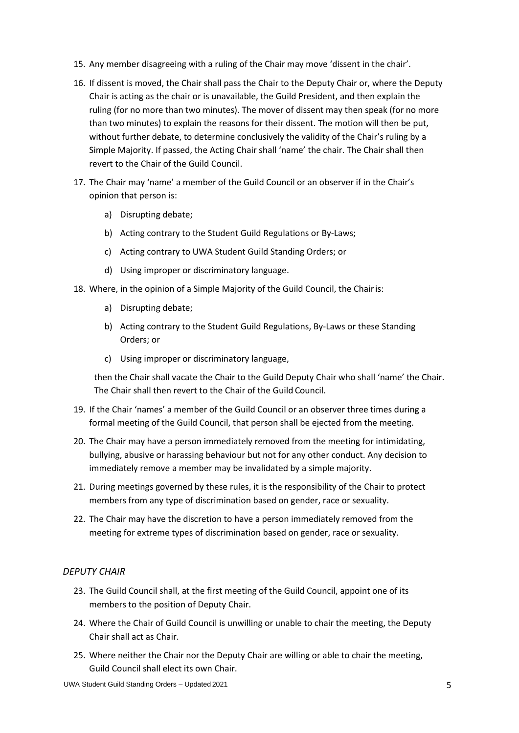15. Any member disagreeing with a ruling of the Chair may move 'dissent in the chair'.

16. If dissent is moved, the Chair shall pass the Chair to the Deputy Chair or, where the Deputy Chair is acting as the chair or is unavailable, the Guild President, and then explain the ruling (for no more than two minutes). The mover of dissent may then speak (for no more than two minutes) to explain the reasons for their dissent. The motion will then be put, without further debate, to determine conclusively the validity of the Chair's ruling by a Simple Majority. If passed, the Acting Chair shall 'name' the chair. The Chair shall then revert to the Chair of the Guild Council.

17. The Chair may 'name' a member of the Guild Council or an observer if in the Chair's opinion that person is:

    a) Disrupting debate;

    b) Acting contrary to the Student Guild Regulations or By-Laws;

    c) Acting contrary to UWA Student Guild Standing Orders; or

    d) Using improper or discriminatory language.

18. Where, in the opinion of a Simple Majority of the Guild Council, the Chair is:

    a) Disrupting debate;

    b) Acting contrary to the Student Guild Regulations, By-Laws or these Standing Orders; or

    c) Using improper or discriminatory language,

    then the Chair shall vacate the Chair to the Guild Deputy Chair who shall 'name' the Chair. The Chair shall then revert to the Chair of the Guild Council.

19. If the Chair 'names' a member of the Guild Council or an observer three times during a formal meeting of the Guild Council, that person shall be ejected from the meeting.

20. The Chair may have a person immediately removed from the meeting for intimidating, bullying, abusive or harassing behaviour but not for any other conduct. Any decision to immediately remove a member may be invalidated by a simple majority.

21. During meetings governed by these rules, it is the responsibility of the Chair to protect members from any type of discrimination based on gender, race or sexuality.

22. The Chair may have the discretion to have a person immediately removed from the meeting for extreme types of discrimination based on gender, race or sexuality.

*DEPUTY CHAIR*

23. The Guild Council shall, at the first meeting of the Guild Council, appoint one of its members to the position of Deputy Chair.

24. Where the Chair of Guild Council is unwilling or unable to chair the meeting, the Deputy Chair shall act as Chair.

25. Where neither the Chair nor the Deputy Chair are willing or able to chair the meeting, Guild Council shall elect its own Chair.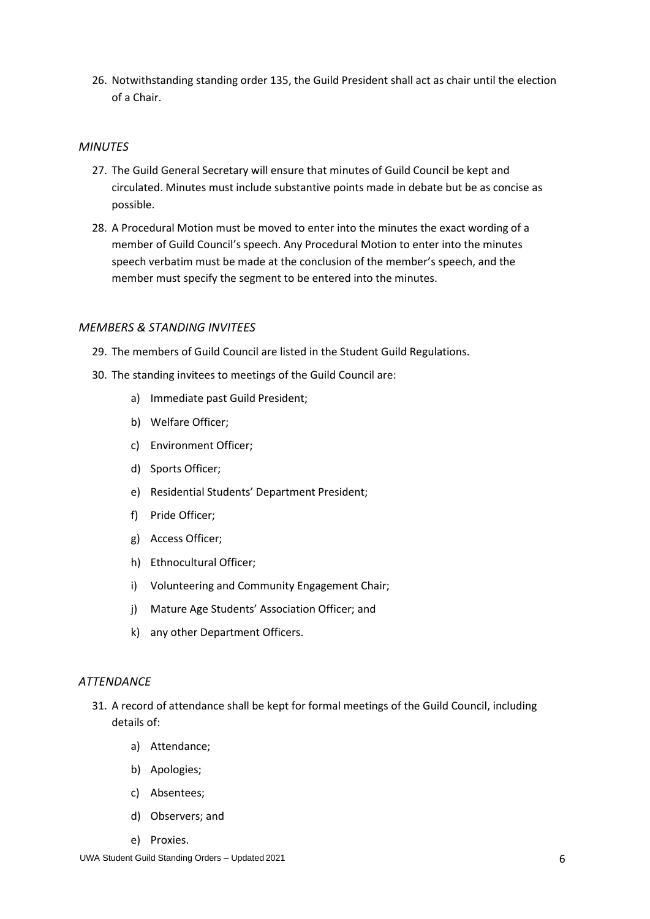26. Notwithstanding standing order 135, the Guild President shall act as chair until the election of a Chair.

### *MINUTES*

27. The Guild General Secretary will ensure that minutes of Guild Council be kept and circulated. Minutes must include substantive points made in debate but be as concise as possible.
28. A Procedural Motion must be moved to enter into the minutes the exact wording of a member of Guild Council's speech. Any Procedural Motion to enter into the minutes speech verbatim must be made at the conclusion of the member's speech, and the member must specify the segment to be entered into the minutes.

### *MEMBERS & STANDING INVITEES*

29. The members of Guild Council are listed in the Student Guild Regulations.
30. The standing invitees to meetings of the Guild Council are:
    a) Immediate past Guild President;
    b) Welfare Officer;
    c) Environment Officer;
    d) Sports Officer;
    e) Residential Students' Department President;
    f) Pride Officer;
    g) Access Officer;
    h) Ethnocultural Officer;
    i) Volunteering and Community Engagement Chair;
    j) Mature Age Students' Association Officer; and
    k) any other Department Officers.

### *ATTENDANCE*

31. A record of attendance shall be kept for formal meetings of the Guild Council, including details of:
    a) Attendance;
    b) Apologies;
    c) Absentees;
    d) Observers; and
    e) Proxies.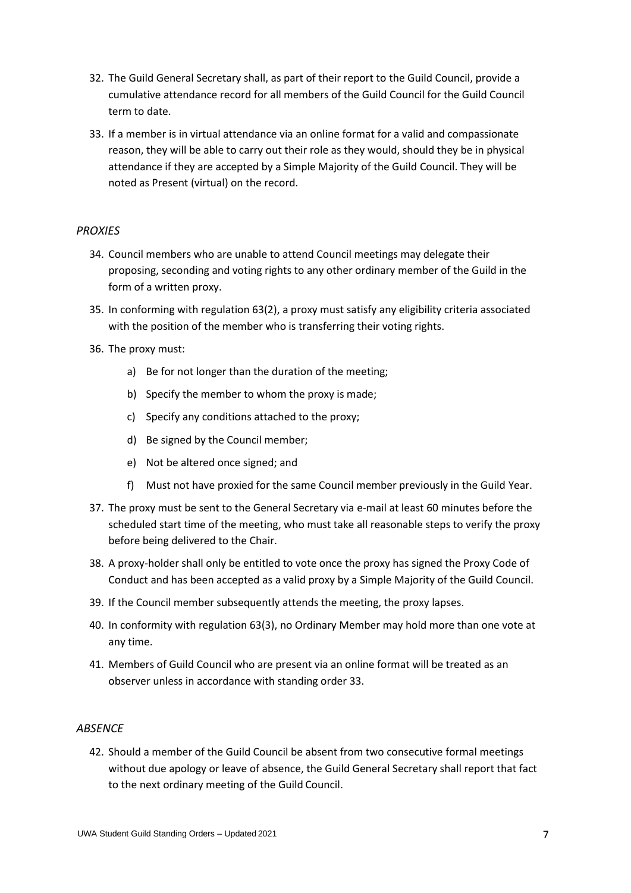32. The Guild General Secretary shall, as part of their report to the Guild Council, provide a cumulative attendance record for all members of the Guild Council for the Guild Council term to date.

33. If a member is in virtual attendance via an online format for a valid and compassionate reason, they will be able to carry out their role as they would, should they be in physical attendance if they are accepted by a Simple Majority of the Guild Council. They will be noted as Present (virtual) on the record.

*PROXIES*

34. Council members who are unable to attend Council meetings may delegate their proposing, seconding and voting rights to any other ordinary member of the Guild in the form of a written proxy.

35. In conforming with regulation 63(2), a proxy must satisfy any eligibility criteria associated with the position of the member who is transferring their voting rights.

36. The proxy must:

    a) Be for not longer than the duration of the meeting;

    b) Specify the member to whom the proxy is made;

    c) Specify any conditions attached to the proxy;

    d) Be signed by the Council member;

    e) Not be altered once signed; and

    f) Must not have proxied for the same Council member previously in the Guild Year.

37. The proxy must be sent to the General Secretary via e-mail at least 60 minutes before the scheduled start time of the meeting, who must take all reasonable steps to verify the proxy before being delivered to the Chair.

38. A proxy-holder shall only be entitled to vote once the proxy has signed the Proxy Code of Conduct and has been accepted as a valid proxy by a Simple Majority of the Guild Council.

39. If the Council member subsequently attends the meeting, the proxy lapses.

40. In conformity with regulation 63(3), no Ordinary Member may hold more than one vote at any time.

41. Members of Guild Council who are present via an online format will be treated as an observer unless in accordance with standing order 33.

*ABSENCE*

42. Should a member of the Guild Council be absent from two consecutive formal meetings without due apology or leave of absence, the Guild General Secretary shall report that fact to the next ordinary meeting of the Guild Council.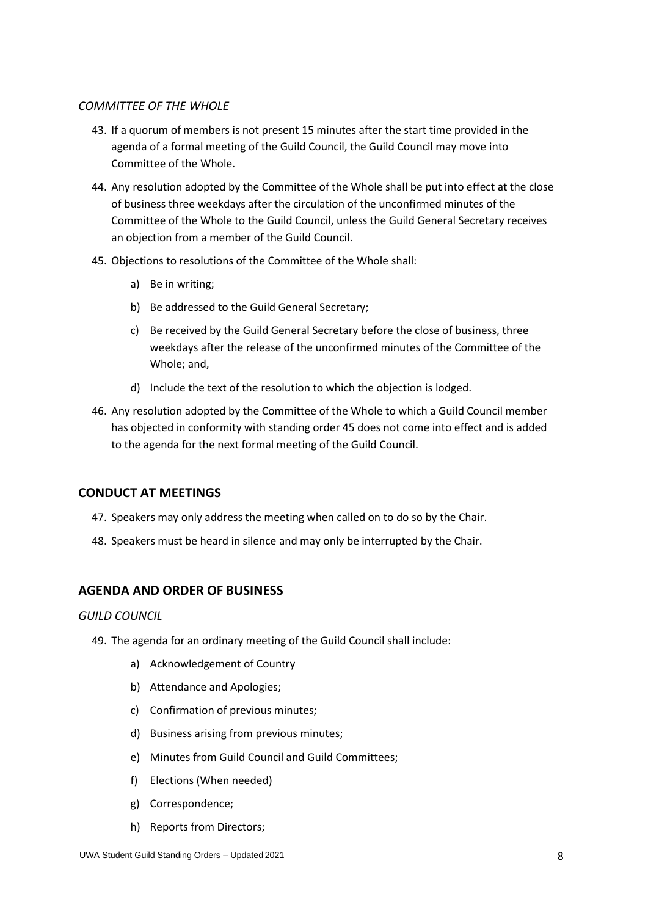*COMMITTEE OF THE WHOLE*

43. If a quorum of members is not present 15 minutes after the start time provided in the agenda of a formal meeting of the Guild Council, the Guild Council may move into Committee of the Whole.

44. Any resolution adopted by the Committee of the Whole shall be put into effect at the close of business three weekdays after the circulation of the unconfirmed minutes of the Committee of the Whole to the Guild Council, unless the Guild General Secretary receives an objection from a member of the Guild Council.

45. Objections to resolutions of the Committee of the Whole shall:

    a) Be in writing;

    b) Be addressed to the Guild General Secretary;

    c) Be received by the Guild General Secretary before the close of business, three weekdays after the release of the unconfirmed minutes of the Committee of the Whole; and,

    d) Include the text of the resolution to which the objection is lodged.

46. Any resolution adopted by the Committee of the Whole to which a Guild Council member has objected in conformity with standing order 45 does not come into effect and is added to the agenda for the next formal meeting of the Guild Council.

## CONDUCT AT MEETINGS

47. Speakers may only address the meeting when called on to do so by the Chair.

48. Speakers must be heard in silence and may only be interrupted by the Chair.

## AGENDA AND ORDER OF BUSINESS

*GUILD COUNCIL*

49. The agenda for an ordinary meeting of the Guild Council shall include:

    a) Acknowledgement of Country

    b) Attendance and Apologies;

    c) Confirmation of previous minutes;

    d) Business arising from previous minutes;

    e) Minutes from Guild Council and Guild Committees;

    f) Elections (When needed)

    g) Correspondence;

    h) Reports from Directors;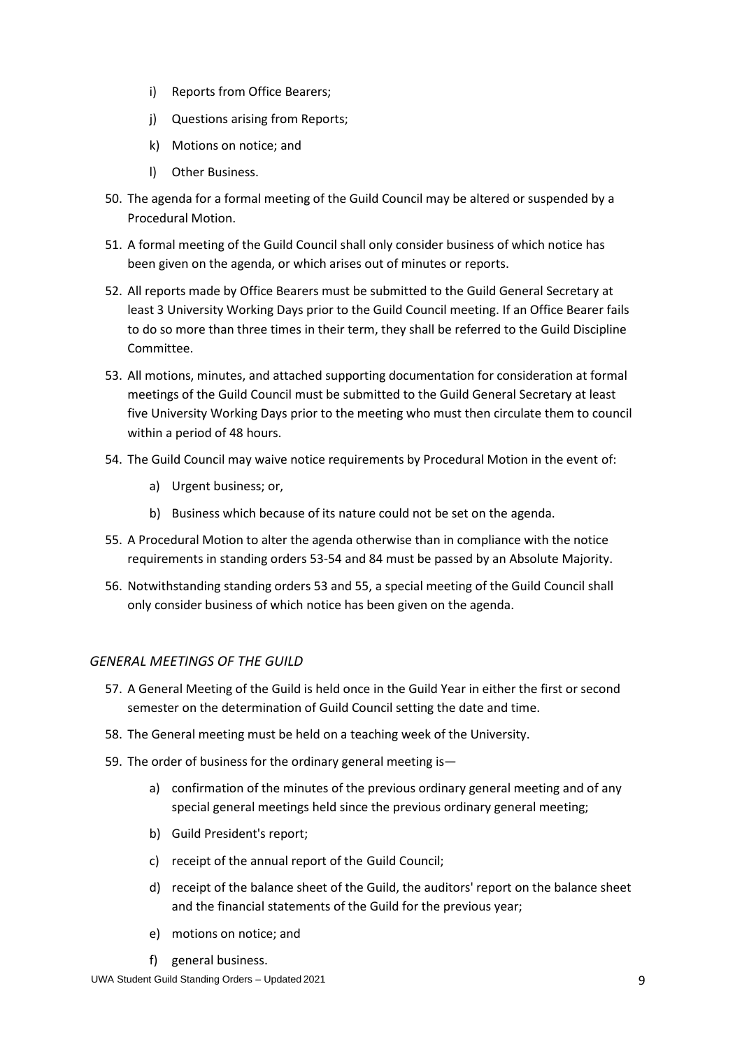i) Reports from Office Bearers;

j) Questions arising from Reports;

k) Motions on notice; and

l) Other Business.

50. The agenda for a formal meeting of the Guild Council may be altered or suspended by a Procedural Motion.
51. A formal meeting of the Guild Council shall only consider business of which notice has been given on the agenda, or which arises out of minutes or reports.
52. All reports made by Office Bearers must be submitted to the Guild General Secretary at least 3 University Working Days prior to the Guild Council meeting. If an Office Bearer fails to do so more than three times in their term, they shall be referred to the Guild Discipline Committee.
53. All motions, minutes, and attached supporting documentation for consideration at formal meetings of the Guild Council must be submitted to the Guild General Secretary at least five University Working Days prior to the meeting who must then circulate them to council within a period of 48 hours.
54. The Guild Council may waive notice requirements by Procedural Motion in the event of:
    a) Urgent business; or,
    b) Business which because of its nature could not be set on the agenda.
55. A Procedural Motion to alter the agenda otherwise than in compliance with the notice requirements in standing orders 53-54 and 84 must be passed by an Absolute Majority.
56. Notwithstanding standing orders 53 and 55, a special meeting of the Guild Council shall only consider business of which notice has been given on the agenda.

### *GENERAL MEETINGS OF THE GUILD*

57. A General Meeting of the Guild is held once in the Guild Year in either the first or second semester on the determination of Guild Council setting the date and time.
58. The General meeting must be held on a teaching week of the University.
59. The order of business for the ordinary general meeting is—
    a) confirmation of the minutes of the previous ordinary general meeting and of any special general meetings held since the previous ordinary general meeting;
    b) Guild President's report;
    c) receipt of the annual report of the Guild Council;
    d) receipt of the balance sheet of the Guild, the auditors' report on the balance sheet and the financial statements of the Guild for the previous year;
    e) motions on notice; and
    f) general business.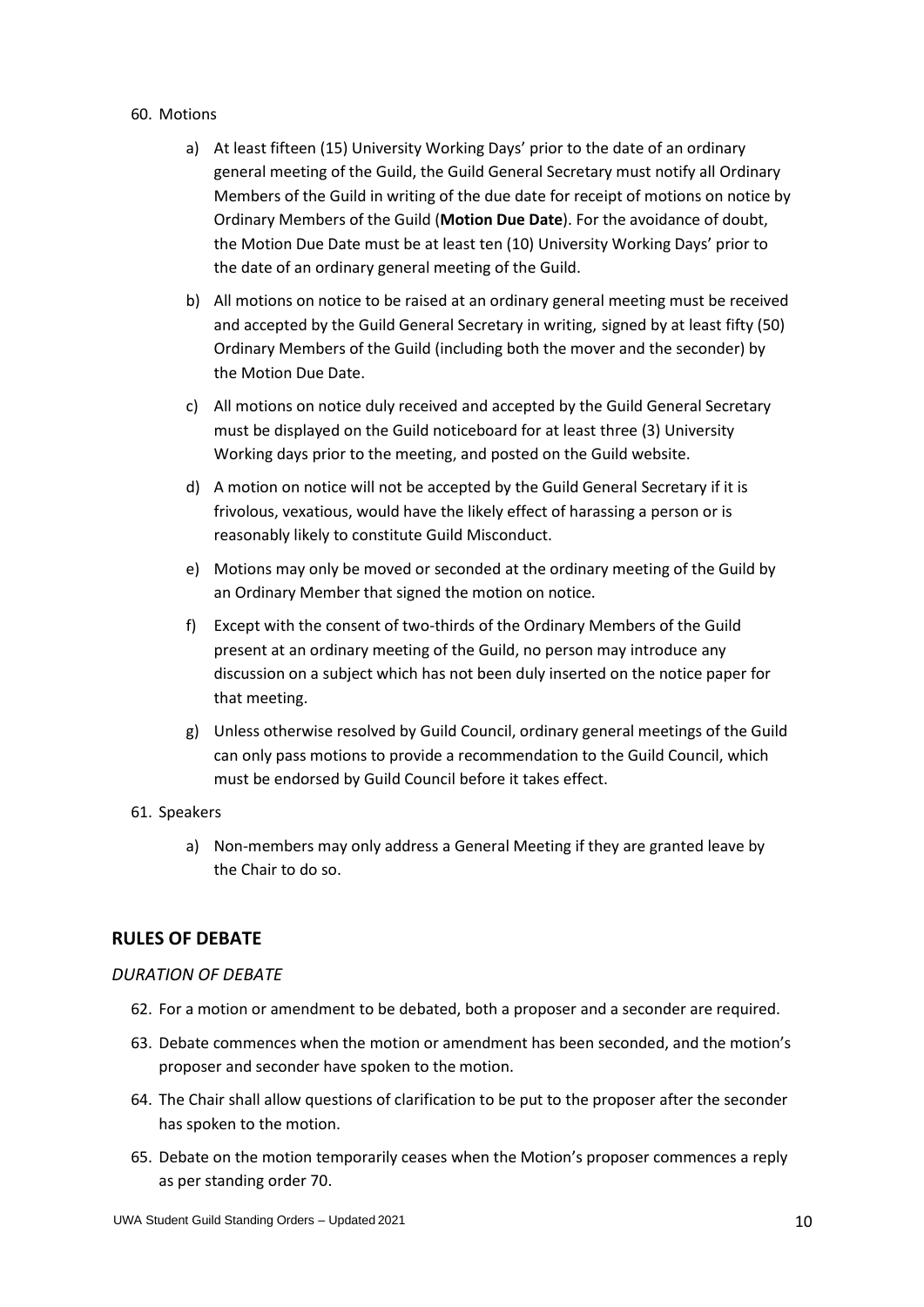60. Motions

    a) At least fifteen (15) University Working Days' prior to the date of an ordinary general meeting of the Guild, the Guild General Secretary must notify all Ordinary Members of the Guild in writing of the due date for receipt of motions on notice by Ordinary Members of the Guild (**Motion Due Date**). For the avoidance of doubt, the Motion Due Date must be at least ten (10) University Working Days' prior to the date of an ordinary general meeting of the Guild.

    b) All motions on notice to be raised at an ordinary general meeting must be received and accepted by the Guild General Secretary in writing, signed by at least fifty (50) Ordinary Members of the Guild (including both the mover and the seconder) by the Motion Due Date.

    c) All motions on notice duly received and accepted by the Guild General Secretary must be displayed on the Guild noticeboard for at least three (3) University Working days prior to the meeting, and posted on the Guild website.

    d) A motion on notice will not be accepted by the Guild General Secretary if it is frivolous, vexatious, would have the likely effect of harassing a person or is reasonably likely to constitute Guild Misconduct.

    e) Motions may only be moved or seconded at the ordinary meeting of the Guild by an Ordinary Member that signed the motion on notice.

    f) Except with the consent of two-thirds of the Ordinary Members of the Guild present at an ordinary meeting of the Guild, no person may introduce any discussion on a subject which has not been duly inserted on the notice paper for that meeting.

    g) Unless otherwise resolved by Guild Council, ordinary general meetings of the Guild can only pass motions to provide a recommendation to the Guild Council, which must be endorsed by Guild Council before it takes effect.

61. Speakers

    a) Non-members may only address a General Meeting if they are granted leave by the Chair to do so.

## RULES OF DEBATE

### *DURATION OF DEBATE*

62. For a motion or amendment to be debated, both a proposer and a seconder are required.

63. Debate commences when the motion or amendment has been seconded, and the motion's proposer and seconder have spoken to the motion.

64. The Chair shall allow questions of clarification to be put to the proposer after the seconder has spoken to the motion.

65. Debate on the motion temporarily ceases when the Motion's proposer commences a reply as per standing order 70.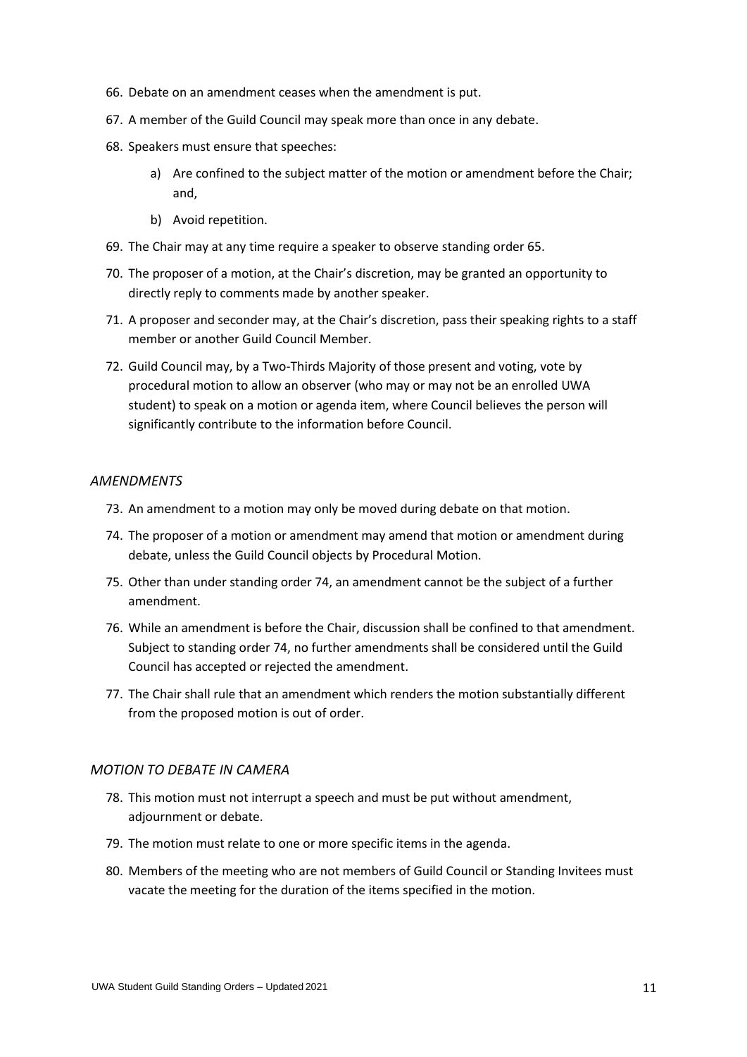66. Debate on an amendment ceases when the amendment is put.
67. A member of the Guild Council may speak more than once in any debate.
68. Speakers must ensure that speeches:
    a) Are confined to the subject matter of the motion or amendment before the Chair; and,
    b) Avoid repetition.
69. The Chair may at any time require a speaker to observe standing order 65.
70. The proposer of a motion, at the Chair's discretion, may be granted an opportunity to directly reply to comments made by another speaker.
71. A proposer and seconder may, at the Chair's discretion, pass their speaking rights to a staff member or another Guild Council Member.
72. Guild Council may, by a Two-Thirds Majority of those present and voting, vote by procedural motion to allow an observer (who may or may not be an enrolled UWA student) to speak on a motion or agenda item, where Council believes the person will significantly contribute to the information before Council.

### *AMENDMENTS*

73. An amendment to a motion may only be moved during debate on that motion.
74. The proposer of a motion or amendment may amend that motion or amendment during debate, unless the Guild Council objects by Procedural Motion.
75. Other than under standing order 74, an amendment cannot be the subject of a further amendment.
76. While an amendment is before the Chair, discussion shall be confined to that amendment. Subject to standing order 74, no further amendments shall be considered until the Guild Council has accepted or rejected the amendment.
77. The Chair shall rule that an amendment which renders the motion substantially different from the proposed motion is out of order.

### *MOTION TO DEBATE IN CAMERA*

78. This motion must not interrupt a speech and must be put without amendment, adjournment or debate.
79. The motion must relate to one or more specific items in the agenda.
80. Members of the meeting who are not members of Guild Council or Standing Invitees must vacate the meeting for the duration of the items specified in the motion.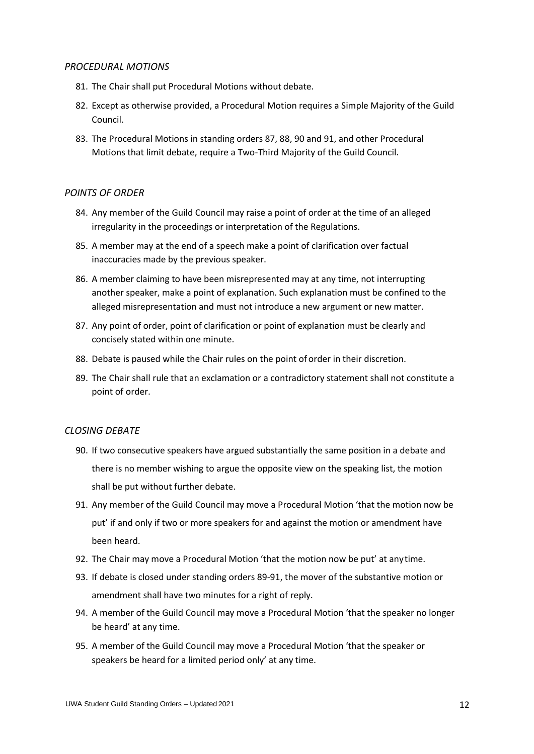*PROCEDURAL MOTIONS*

81. The Chair shall put Procedural Motions without debate.
82. Except as otherwise provided, a Procedural Motion requires a Simple Majority of the Guild Council.
83. The Procedural Motions in standing orders 87, 88, 90 and 91, and other Procedural Motions that limit debate, require a Two-Third Majority of the Guild Council.

*POINTS OF ORDER*

84. Any member of the Guild Council may raise a point of order at the time of an alleged irregularity in the proceedings or interpretation of the Regulations.
85. A member may at the end of a speech make a point of clarification over factual inaccuracies made by the previous speaker.
86. A member claiming to have been misrepresented may at any time, not interrupting another speaker, make a point of explanation. Such explanation must be confined to the alleged misrepresentation and must not introduce a new argument or new matter.
87. Any point of order, point of clarification or point of explanation must be clearly and concisely stated within one minute.
88. Debate is paused while the Chair rules on the point of order in their discretion.
89. The Chair shall rule that an exclamation or a contradictory statement shall not constitute a point of order.

*CLOSING DEBATE*

90. If two consecutive speakers have argued substantially the same position in a debate and there is no member wishing to argue the opposite view on the speaking list, the motion shall be put without further debate.
91. Any member of the Guild Council may move a Procedural Motion 'that the motion now be put' if and only if two or more speakers for and against the motion or amendment have been heard.
92. The Chair may move a Procedural Motion 'that the motion now be put' at any time.
93. If debate is closed under standing orders 89-91, the mover of the substantive motion or amendment shall have two minutes for a right of reply.
94. A member of the Guild Council may move a Procedural Motion 'that the speaker no longer be heard' at any time.
95. A member of the Guild Council may move a Procedural Motion 'that the speaker or speakers be heard for a limited period only' at any time.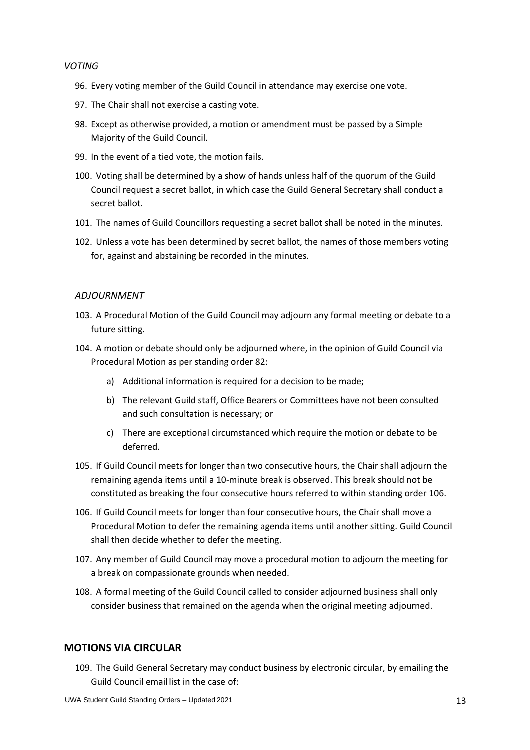*VOTING*

96. Every voting member of the Guild Council in attendance may exercise one vote.
97. The Chair shall not exercise a casting vote.
98. Except as otherwise provided, a motion or amendment must be passed by a Simple Majority of the Guild Council.
99. In the event of a tied vote, the motion fails.
100. Voting shall be determined by a show of hands unless half of the quorum of the Guild Council request a secret ballot, in which case the Guild General Secretary shall conduct a secret ballot.
101. The names of Guild Councillors requesting a secret ballot shall be noted in the minutes.
102. Unless a vote has been determined by secret ballot, the names of those members voting for, against and abstaining be recorded in the minutes.

*ADJOURNMENT*

103. A Procedural Motion of the Guild Council may adjourn any formal meeting or debate to a future sitting.
104. A motion or debate should only be adjourned where, in the opinion of Guild Council via Procedural Motion as per standing order 82:
    a) Additional information is required for a decision to be made;
    b) The relevant Guild staff, Office Bearers or Committees have not been consulted and such consultation is necessary; or
    c) There are exceptional circumstanced which require the motion or debate to be deferred.
105. If Guild Council meets for longer than two consecutive hours, the Chair shall adjourn the remaining agenda items until a 10-minute break is observed. This break should not be constituted as breaking the four consecutive hours referred to within standing order 106.
106. If Guild Council meets for longer than four consecutive hours, the Chair shall move a Procedural Motion to defer the remaining agenda items until another sitting. Guild Council shall then decide whether to defer the meeting.
107. Any member of Guild Council may move a procedural motion to adjourn the meeting for a break on compassionate grounds when needed.
108. A formal meeting of the Guild Council called to consider adjourned business shall only consider business that remained on the agenda when the original meeting adjourned.

## MOTIONS VIA CIRCULAR

109. The Guild General Secretary may conduct business by electronic circular, by emailing the Guild Council email list in the case of: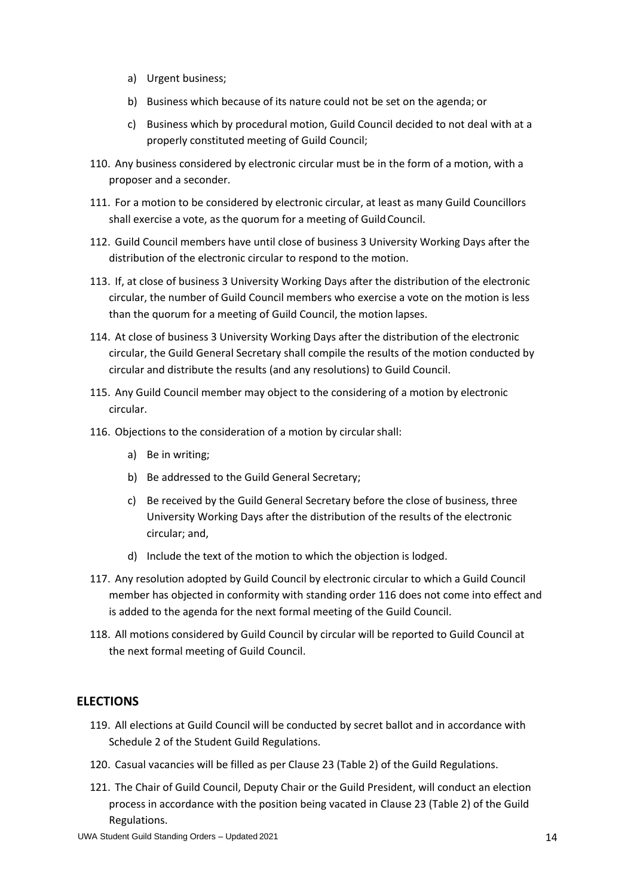a) Urgent business;

b) Business which because of its nature could not be set on the agenda; or

c) Business which by procedural motion, Guild Council decided to not deal with at a properly constituted meeting of Guild Council;

110. Any business considered by electronic circular must be in the form of a motion, with a proposer and a seconder.

111. For a motion to be considered by electronic circular, at least as many Guild Councillors shall exercise a vote, as the quorum for a meeting of Guild Council.

112. Guild Council members have until close of business 3 University Working Days after the distribution of the electronic circular to respond to the motion.

113. If, at close of business 3 University Working Days after the distribution of the electronic circular, the number of Guild Council members who exercise a vote on the motion is less than the quorum for a meeting of Guild Council, the motion lapses.

114. At close of business 3 University Working Days after the distribution of the electronic circular, the Guild General Secretary shall compile the results of the motion conducted by circular and distribute the results (and any resolutions) to Guild Council.

115. Any Guild Council member may object to the considering of a motion by electronic circular.

116. Objections to the consideration of a motion by circular shall:

a) Be in writing;

b) Be addressed to the Guild General Secretary;

c) Be received by the Guild General Secretary before the close of business, three University Working Days after the distribution of the results of the electronic circular; and,

d) Include the text of the motion to which the objection is lodged.

117. Any resolution adopted by Guild Council by electronic circular to which a Guild Council member has objected in conformity with standing order 116 does not come into effect and is added to the agenda for the next formal meeting of the Guild Council.

118. All motions considered by Guild Council by circular will be reported to Guild Council at the next formal meeting of Guild Council.

## ELECTIONS

119. All elections at Guild Council will be conducted by secret ballot and in accordance with Schedule 2 of the Student Guild Regulations.

120. Casual vacancies will be filled as per Clause 23 (Table 2) of the Guild Regulations.

121. The Chair of Guild Council, Deputy Chair or the Guild President, will conduct an election process in accordance with the position being vacated in Clause 23 (Table 2) of the Guild Regulations.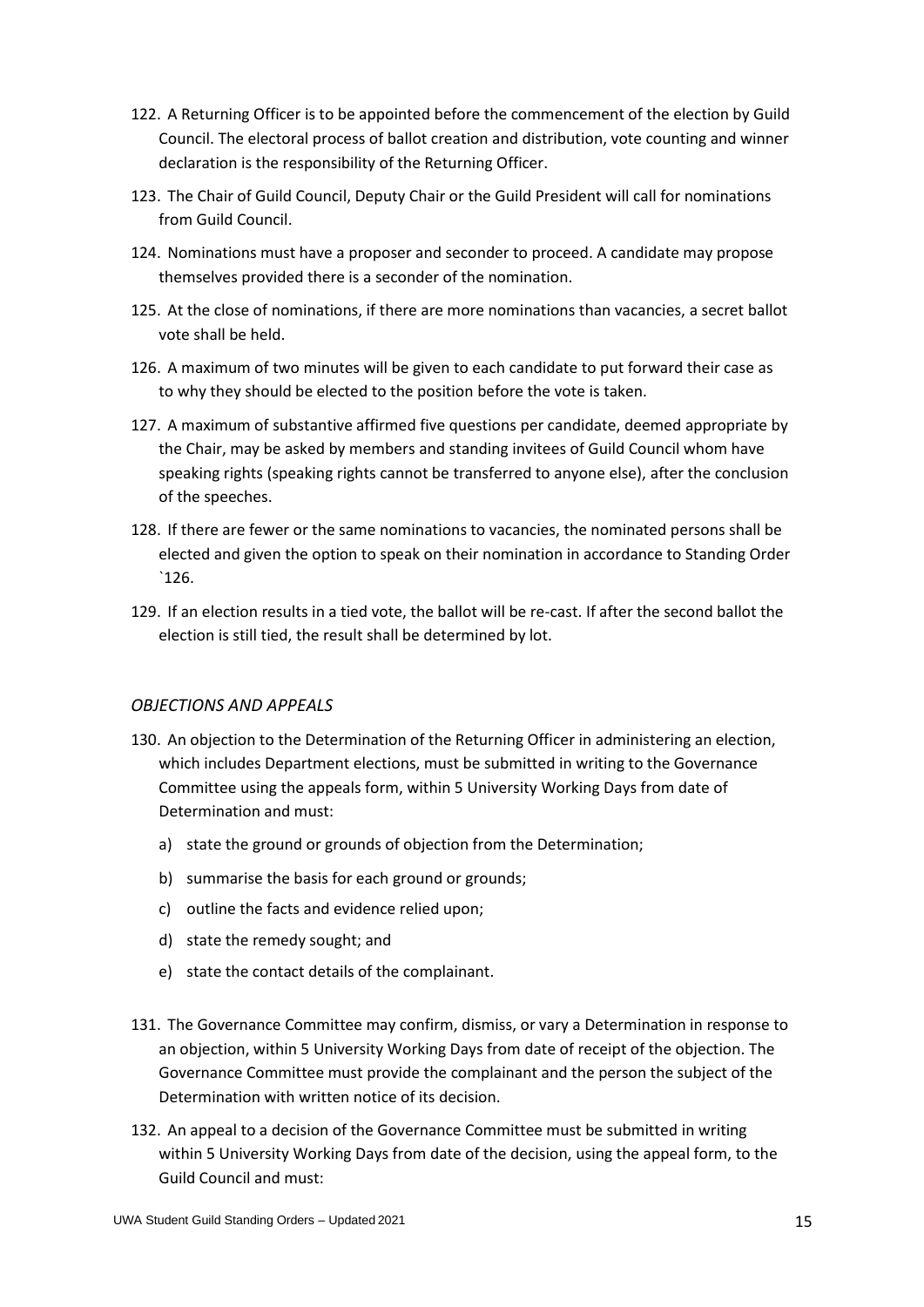122. A Returning Officer is to be appointed before the commencement of the election by Guild Council. The electoral process of ballot creation and distribution, vote counting and winner declaration is the responsibility of the Returning Officer.

123. The Chair of Guild Council, Deputy Chair or the Guild President will call for nominations from Guild Council.

124. Nominations must have a proposer and seconder to proceed. A candidate may propose themselves provided there is a seconder of the nomination.

125. At the close of nominations, if there are more nominations than vacancies, a secret ballot vote shall be held.

126. A maximum of two minutes will be given to each candidate to put forward their case as to why they should be elected to the position before the vote is taken.

127. A maximum of substantive affirmed five questions per candidate, deemed appropriate by the Chair, may be asked by members and standing invitees of Guild Council whom have speaking rights (speaking rights cannot be transferred to anyone else), after the conclusion of the speeches.

128. If there are fewer or the same nominations to vacancies, the nominated persons shall be elected and given the option to speak on their nomination in accordance to Standing Order `126.

129. If an election results in a tied vote, the ballot will be re-cast. If after the second ballot the election is still tied, the result shall be determined by lot.

### *OBJECTIONS AND APPEALS*

130. An objection to the Determination of the Returning Officer in administering an election, which includes Department elections, must be submitted in writing to the Governance Committee using the appeals form, within 5 University Working Days from date of Determination and must:

    a) state the ground or grounds of objection from the Determination;

    b) summarise the basis for each ground or grounds;

    c) outline the facts and evidence relied upon;

    d) state the remedy sought; and

    e) state the contact details of the complainant.

131. The Governance Committee may confirm, dismiss, or vary a Determination in response to an objection, within 5 University Working Days from date of receipt of the objection. The Governance Committee must provide the complainant and the person the subject of the Determination with written notice of its decision.

132. An appeal to a decision of the Governance Committee must be submitted in writing within 5 University Working Days from date of the decision, using the appeal form, to the Guild Council and must: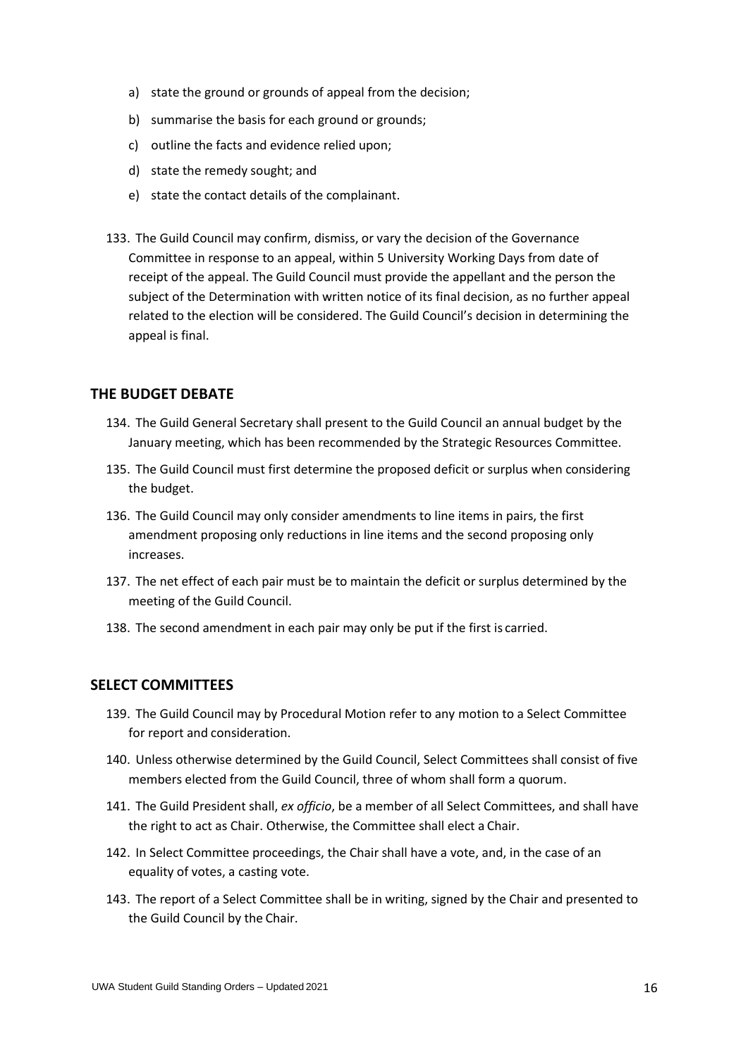a) state the ground or grounds of appeal from the decision;

b) summarise the basis for each ground or grounds;

c) outline the facts and evidence relied upon;

d) state the remedy sought; and

e) state the contact details of the complainant.

133. The Guild Council may confirm, dismiss, or vary the decision of the Governance Committee in response to an appeal, within 5 University Working Days from date of receipt of the appeal. The Guild Council must provide the appellant and the person the subject of the Determination with written notice of its final decision, as no further appeal related to the election will be considered. The Guild Council's decision in determining the appeal is final.

## THE BUDGET DEBATE

134. The Guild General Secretary shall present to the Guild Council an annual budget by the January meeting, which has been recommended by the Strategic Resources Committee.

135. The Guild Council must first determine the proposed deficit or surplus when considering the budget.

136. The Guild Council may only consider amendments to line items in pairs, the first amendment proposing only reductions in line items and the second proposing only increases.

137. The net effect of each pair must be to maintain the deficit or surplus determined by the meeting of the Guild Council.

138. The second amendment in each pair may only be put if the first is carried.

## SELECT COMMITTEES

139. The Guild Council may by Procedural Motion refer to any motion to a Select Committee for report and consideration.

140. Unless otherwise determined by the Guild Council, Select Committees shall consist of five members elected from the Guild Council, three of whom shall form a quorum.

141. The Guild President shall, *ex officio*, be a member of all Select Committees, and shall have the right to act as Chair. Otherwise, the Committee shall elect a Chair.

142. In Select Committee proceedings, the Chair shall have a vote, and, in the case of an equality of votes, a casting vote.

143. The report of a Select Committee shall be in writing, signed by the Chair and presented to the Guild Council by the Chair.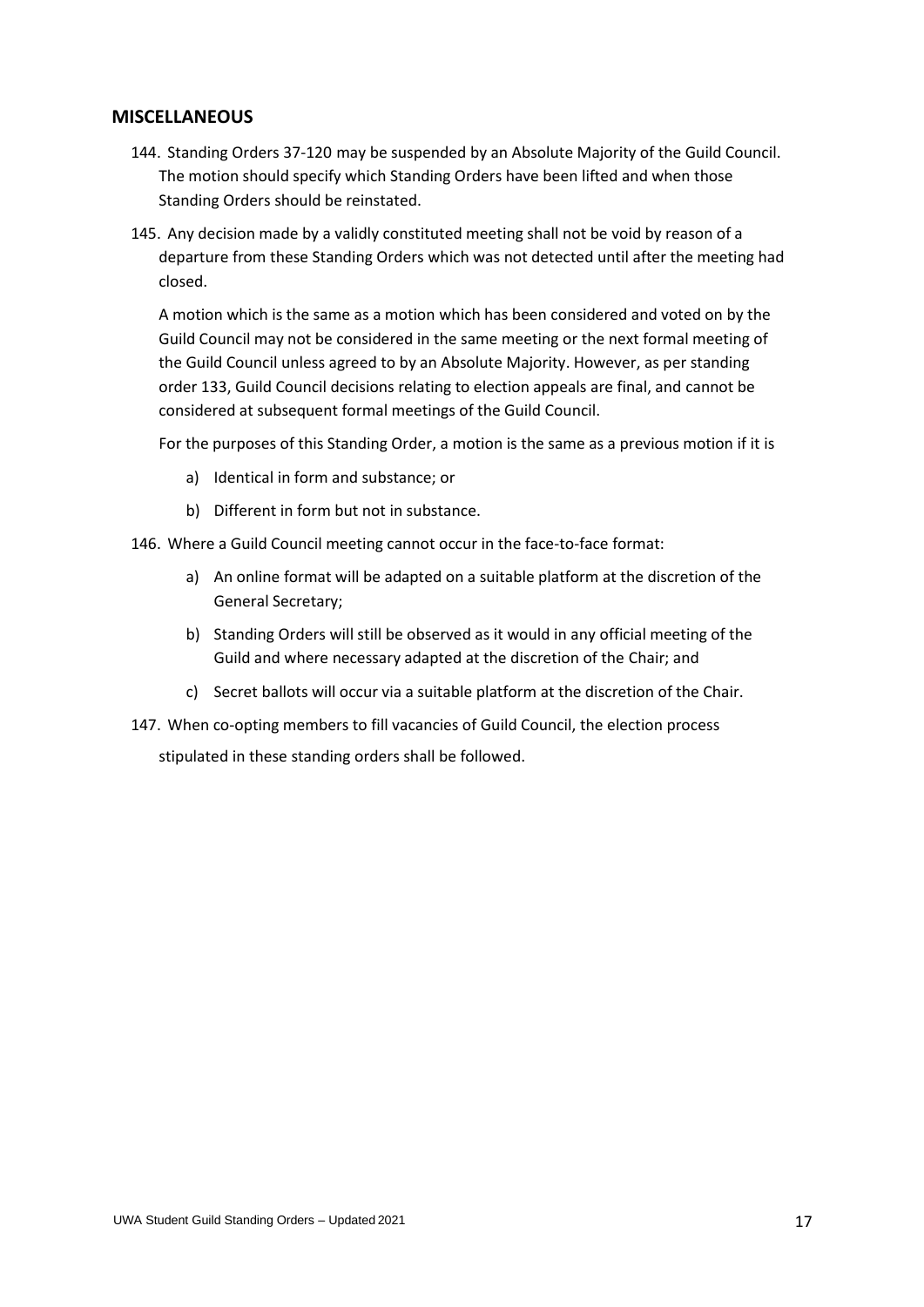## MISCELLANEOUS

144. Standing Orders 37-120 may be suspended by an Absolute Majority of the Guild Council. The motion should specify which Standing Orders have been lifted and when those Standing Orders should be reinstated.

145. Any decision made by a validly constituted meeting shall not be void by reason of a departure from these Standing Orders which was not detected until after the meeting had closed.

    A motion which is the same as a motion which has been considered and voted on by the Guild Council may not be considered in the same meeting or the next formal meeting of the Guild Council unless agreed to by an Absolute Majority. However, as per standing order 133, Guild Council decisions relating to election appeals are final, and cannot be considered at subsequent formal meetings of the Guild Council.

    For the purposes of this Standing Order, a motion is the same as a previous motion if it is

    a) Identical in form and substance; or

    b) Different in form but not in substance.

146. Where a Guild Council meeting cannot occur in the face-to-face format:

    a) An online format will be adapted on a suitable platform at the discretion of the General Secretary;

    b) Standing Orders will still be observed as it would in any official meeting of the Guild and where necessary adapted at the discretion of the Chair; and

    c) Secret ballots will occur via a suitable platform at the discretion of the Chair.

147. When co-opting members to fill vacancies of Guild Council, the election process stipulated in these standing orders shall be followed.